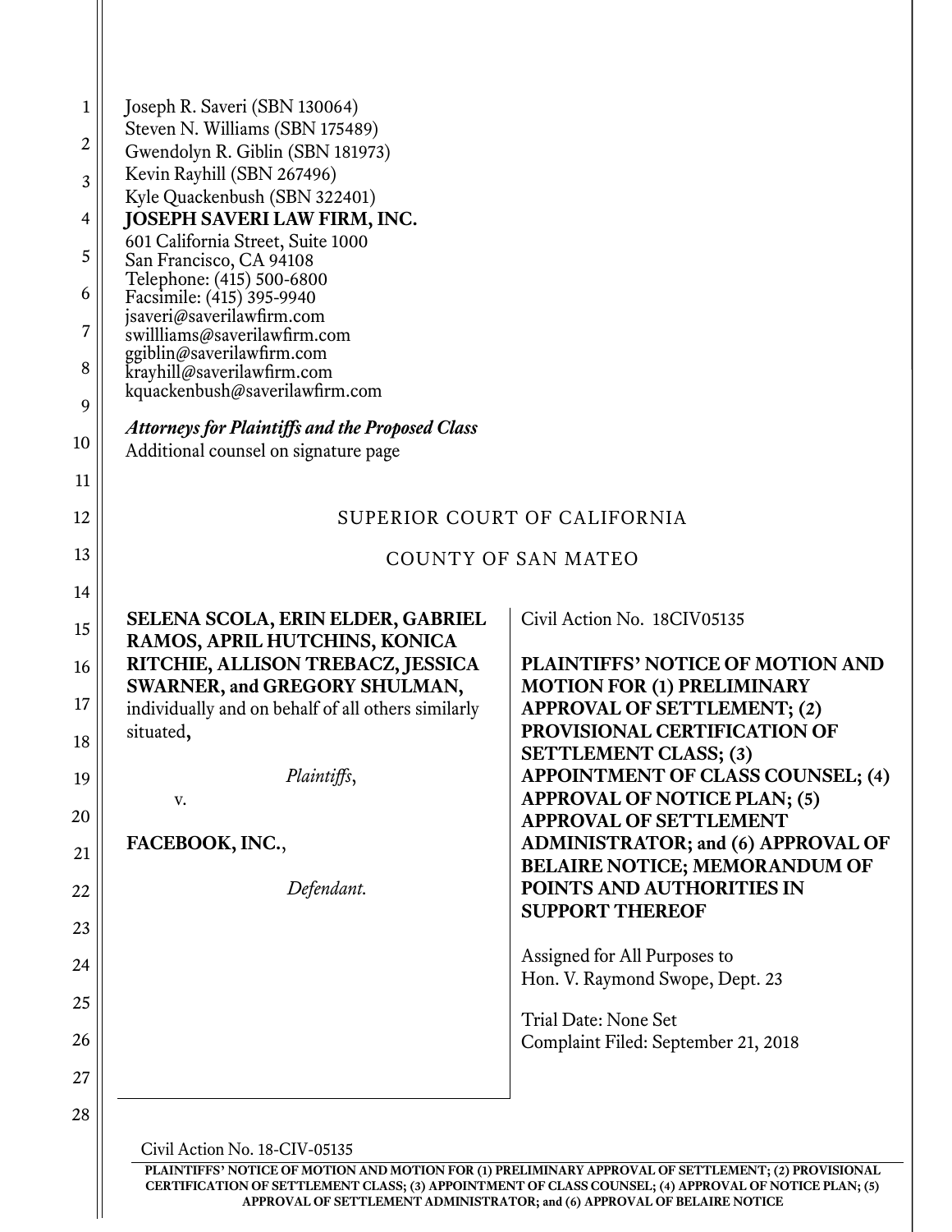Joseph R. Saveri (SBN 130064)
Steven N. Williams (SBN 175489)
Gwendolyn R. Giblin (SBN 181973)
Kevin Rayhill (SBN 267496)
Kyle Quackenbush (SBN 322401)
**JOSEPH SAVERI LAW FIRM, INC.**
601 California Street, Suite 1000
San Francisco, CA 94108
Telephone: (415) 500-6800
Facsimile: (415) 395-9940
jsaveri@saverilawfirm.com
swillliams@saverilawfirm.com
ggiblin@saverilawfirm.com
krayhill@saverilawfirm.com
kquackenbush@saverilawfirm.com

***Attorneys for Plaintiffs and the Proposed Class***
Additional counsel on signature page

SUPERIOR COURT OF CALIFORNIA

COUNTY OF SAN MATEO

**SELENA SCOLA, ERIN ELDER, GABRIEL RAMOS, APRIL HUTCHINS, KONICA RITCHIE, ALLISON TREBACZ, JESSICA SWARNER, and GREGORY SHULMAN,** individually and on behalf of all others similarly situated**,**

*Plaintiffs*,

v.

**FACEBOOK, INC.**,

*Defendant.*

Civil Action No. 18CIV05135

**PLAINTIFFS' NOTICE OF MOTION AND MOTION FOR (1) PRELIMINARY APPROVAL OF SETTLEMENT; (2) PROVISIONAL CERTIFICATION OF SETTLEMENT CLASS; (3) APPOINTMENT OF CLASS COUNSEL; (4) APPROVAL OF NOTICE PLAN; (5) APPROVAL OF SETTLEMENT ADMINISTRATOR; and (6) APPROVAL OF BELAIRE NOTICE; MEMORANDUM OF POINTS AND AUTHORITIES IN SUPPORT THEREOF**

Assigned for All Purposes to
Hon. V. Raymond Swope, Dept. 23

Trial Date: None Set
Complaint Filed: September 21, 2018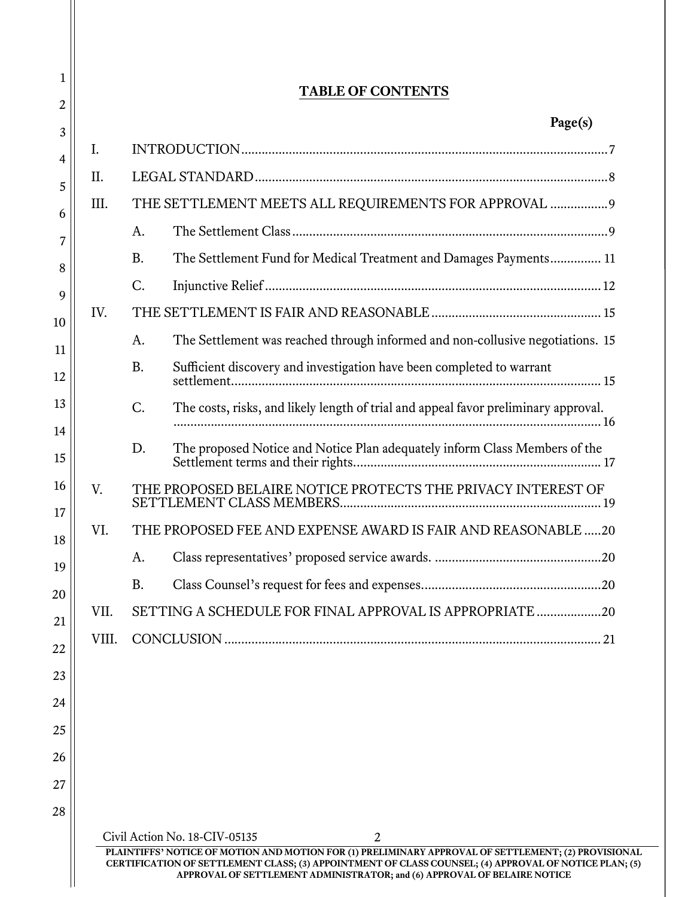## TABLE OF CONTENTS

| | | | Page(s) |
|---|---|---|---|
| I. | INTRODUCTION | | 7 |
| II. | LEGAL STANDARD | | 8 |
| III. | THE SETTLEMENT MEETS ALL REQUIREMENTS FOR APPROVAL | | 9 |
| | A. | The Settlement Class | 9 |
| | B. | The Settlement Fund for Medical Treatment and Damages Payments | 11 |
| | C. | Injunctive Relief | 12 |
| IV. | THE SETTLEMENT IS FAIR AND REASONABLE | | 15 |
| | A. | The Settlement was reached through informed and non-collusive negotiations. | 15 |
| | B. | Sufficient discovery and investigation have been completed to warrant settlement | 15 |
| | C. | The costs, risks, and likely length of trial and appeal favor preliminary approval. | 16 |
| | D. | The proposed Notice and Notice Plan adequately inform Class Members of the Settlement terms and their rights | 17 |
| V. | THE PROPOSED BELAIRE NOTICE PROTECTS THE PRIVACY INTEREST OF SETTLEMENT CLASS MEMBERS | | 19 |
| VI. | THE PROPOSED FEE AND EXPENSE AWARD IS FAIR AND REASONABLE | | 20 |
| | A. | Class representatives' proposed service awards. | 20 |
| | B. | Class Counsel's request for fees and expenses | 20 |
| VII. | SETTING A SCHEDULE FOR FINAL APPROVAL IS APPROPRIATE | | 20 |
| VIII. | CONCLUSION | | 21 |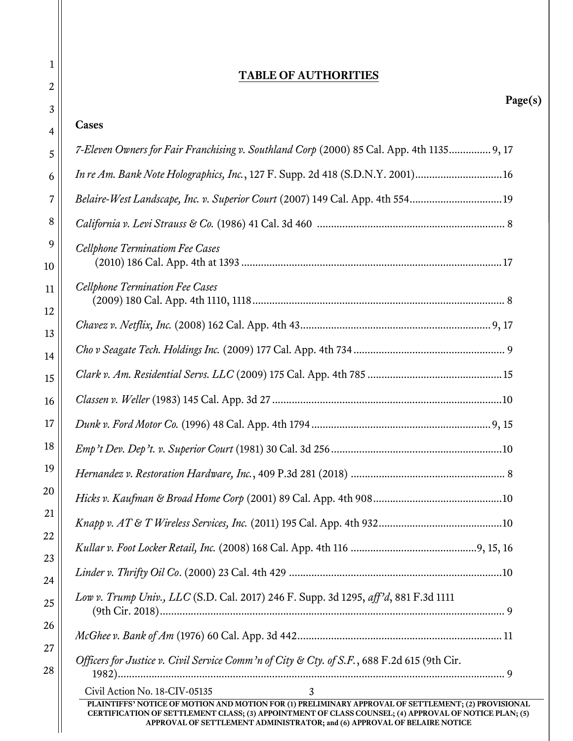# TABLE OF AUTHORITIES

**Page(s)**

**Cases**

*7-Eleven Owners for Fair Franchising v. Southland Corp* (2000) 85 Cal. App. 4th 1135............... 9, 17

*In re Am. Bank Note Holographics, Inc.*, 127 F. Supp. 2d 418 (S.D.N.Y. 2001)..............................16

*Belaire-West Landscape, Inc. v. Superior Court* (2007) 149 Cal. App. 4th 554................................19

*California v. Levi Strauss & Co.* (1986) 41 Cal. 3d 460 .................................................................. 8

*Cellphone Terminatiom Fee Cases*
(2010) 186 Cal. App. 4th at 1393 ..........................................................................................17

*Cellphone Termination Fee Cases*
(2009) 180 Cal. App. 4th 1110, 1118........................................................................................ 8

*Chavez v. Netflix, Inc.* (2008) 162 Cal. App. 4th 43..................................................................9, 17

*Cho v Seagate Tech. Holdings Inc.* (2009) 177 Cal. App. 4th 734 ...................................................... 9

*Clark v. Am. Residential Servs. LLC* (2009) 175 Cal. App. 4th 785 ...............................................15

*Classen v. Weller* (1983) 145 Cal. App. 3d 27 ................................................................................10

*Dunk v. Ford Motor Co.* (1996) 48 Cal. App. 4th 1794 ..............................................................9, 15

*Emp't Dev. Dep't. v. Superior Court* (1981) 30 Cal. 3d 256............................................................10

*Hernandez v. Restoration Hardware, Inc.*, 409 P.3d 281 (2018) ...................................................... 8

*Hicks v. Kaufman & Broad Home Corp* (2001) 89 Cal. App. 4th 908.............................................10

*Knapp v. AT & T Wireless Services, Inc.* (2011) 195 Cal. App. 4th 932............................................10

*Kullar v. Foot Locker Retail, Inc.* (2008) 168 Cal. App. 4th 116 .............................................9, 15, 16

*Linder v. Thrifty Oil Co*. (2000) 23 Cal. 4th 429 ...........................................................................10

*Low v. Trump Univ., LLC* (S.D. Cal. 2017) 246 F. Supp. 3d 1295, *aff'd*, 881 F.3d 1111
(9th Cir. 2018)........................................................................................................................ 9

*McGhee v. Bank of Am* (1976) 60 Cal. App. 3d 442........................................................................ 11

*Officers for Justice v. Civil Service Comm'n of City & Cty. of S.F.*, 688 F.2d 615 (9th Cir.
1982)...................................................................................................................................... 9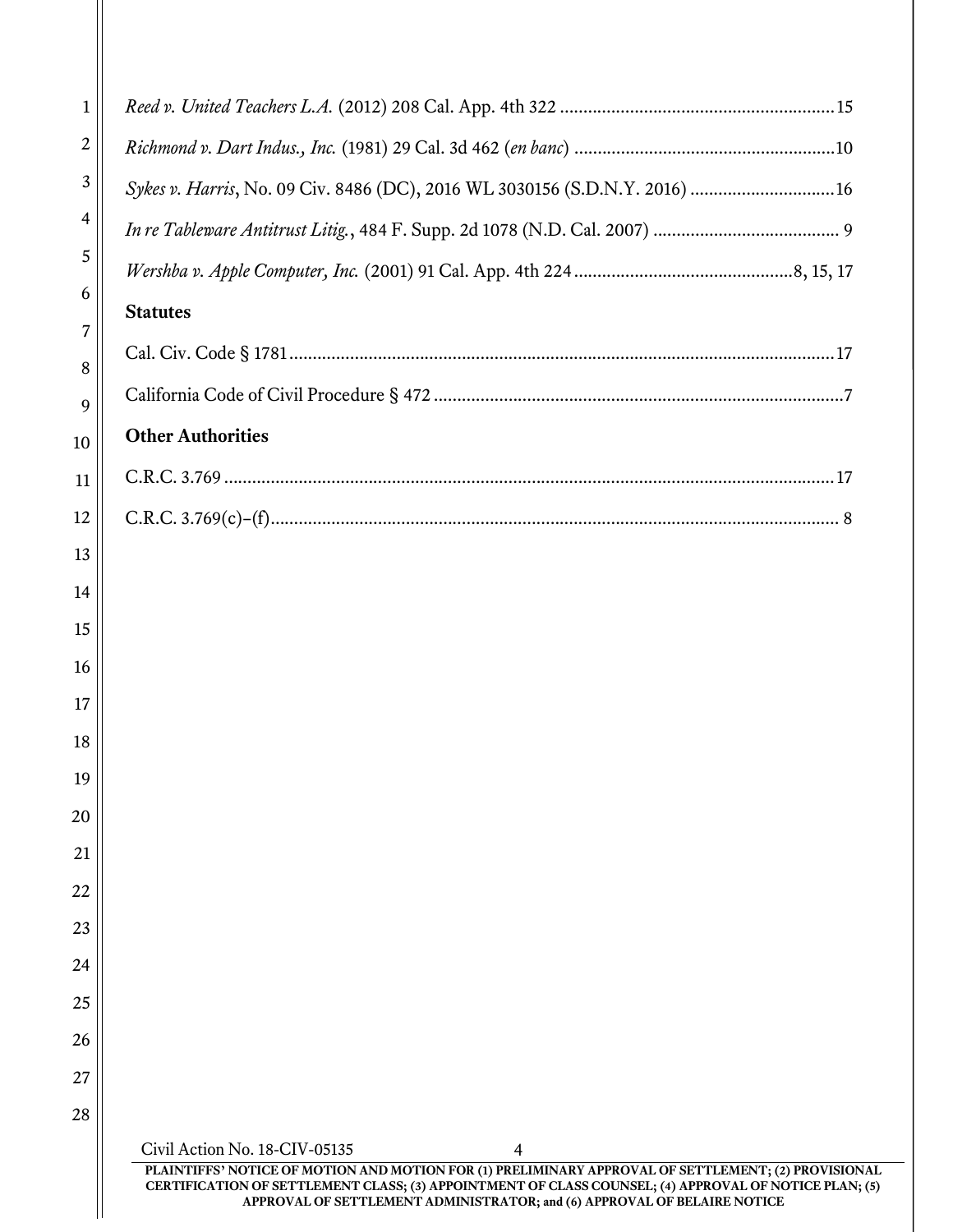*Reed v. United Teachers L.A.* (2012) 208 Cal. App. 4th 322 .......................................................... 15

*Richmond v. Dart Indus., Inc.* (1981) 29 Cal. 3d 462 (*en banc*) ....................................................... 10

*Sykes v. Harris*, No. 09 Civ. 8486 (DC), 2016 WL 3030156 (S.D.N.Y. 2016) .............................. 16

*In re Tableware Antitrust Litig.*, 484 F. Supp. 2d 1078 (N.D. Cal. 2007) ........................................ 9

*Wershba v. Apple Computer, Inc.* (2001) 91 Cal. App. 4th 224 ............................................. 8, 15, 17

**Statutes**

Cal. Civ. Code § 1781 .................................................................................................................. 17

California Code of Civil Procedure § 472 ....................................................................................... 7

**Other Authorities**

C.R.C. 3.769 ................................................................................................................................ 17

C.R.C. 3.769(c)–(f) ........................................................................................................................ 8

Civil Action No. 18-CIV-05135

PLAINTIFFS' NOTICE OF MOTION AND MOTION FOR (1) PRELIMINARY APPROVAL OF SETTLEMENT; (2) PROVISIONAL CERTIFICATION OF SETTLEMENT CLASS; (3) APPOINTMENT OF CLASS COUNSEL; (4) APPROVAL OF NOTICE PLAN; (5) APPROVAL OF SETTLEMENT ADMINISTRATOR; and (6) APPROVAL OF BELAIRE NOTICE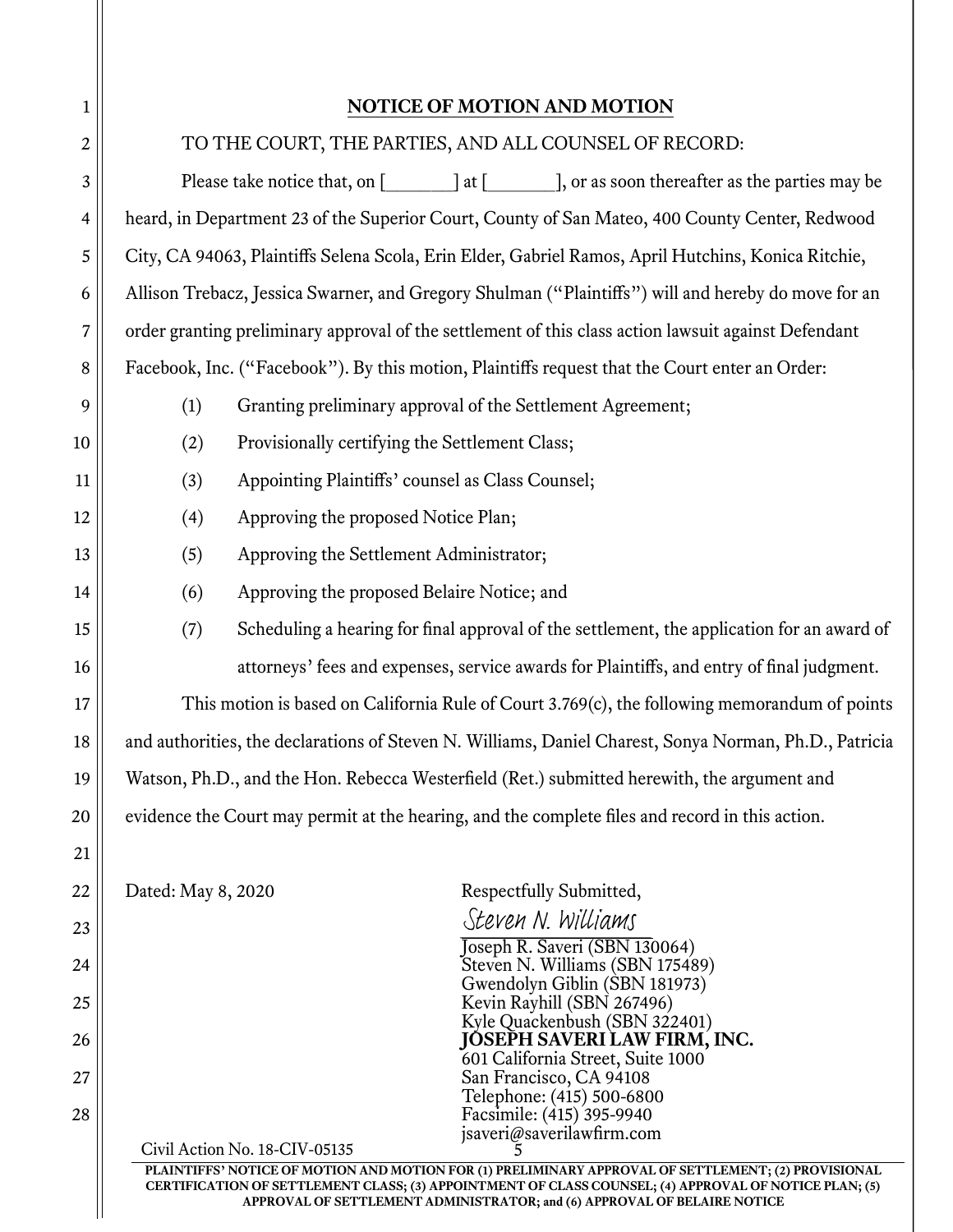## NOTICE OF MOTION AND MOTION

TO THE COURT, THE PARTIES, AND ALL COUNSEL OF RECORD:

Please take notice that, on [_______] at [_______], or as soon thereafter as the parties may be heard, in Department 23 of the Superior Court, County of San Mateo, 400 County Center, Redwood City, CA 94063, Plaintiffs Selena Scola, Erin Elder, Gabriel Ramos, April Hutchins, Konica Ritchie, Allison Trebacz, Jessica Swarner, and Gregory Shulman ("Plaintiffs") will and hereby do move for an order granting preliminary approval of the settlement of this class action lawsuit against Defendant Facebook, Inc. ("Facebook"). By this motion, Plaintiffs request that the Court enter an Order:

(1) Granting preliminary approval of the Settlement Agreement;

(2) Provisionally certifying the Settlement Class;

(3) Appointing Plaintiffs' counsel as Class Counsel;

(4) Approving the proposed Notice Plan;

(5) Approving the Settlement Administrator;

(6) Approving the proposed Belaire Notice; and

(7) Scheduling a hearing for final approval of the settlement, the application for an award of attorneys' fees and expenses, service awards for Plaintiffs, and entry of final judgment.

This motion is based on California Rule of Court 3.769(c), the following memorandum of points and authorities, the declarations of Steven N. Williams, Daniel Charest, Sonya Norman, Ph.D., Patricia Watson, Ph.D., and the Hon. Rebecca Westerfield (Ret.) submitted herewith, the argument and evidence the Court may permit at the hearing, and the complete files and record in this action.

Dated: May 8, 2020

Respectfully Submitted,

*Steven N. Williams*

Joseph R. Saveri (SBN 130064)
Steven N. Williams (SBN 175489)
Gwendolyn Giblin (SBN 181973)
Kevin Rayhill (SBN 267496)
Kyle Quackenbush (SBN 322401)
**JOSEPH SAVERI LAW FIRM, INC.**
601 California Street, Suite 1000
San Francisco, CA 94108
Telephone: (415) 500-6800
Facsimile: (415) 395-9940
jsaveri@saverilawfirm.com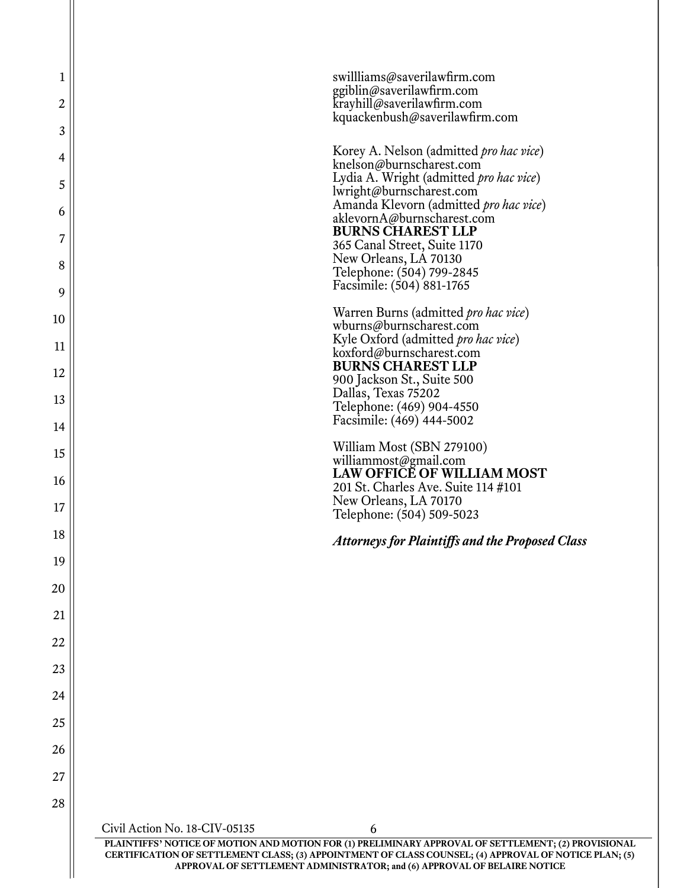swillliams@saverilawfirm.com
ggiblin@saverilawfirm.com
krayhill@saverilawfirm.com
kquackenbush@saverilawfirm.com

Korey A. Nelson (admitted *pro hac vice*)
knelson@burnscharest.com
Lydia A. Wright (admitted *pro hac vice*)
lwright@burnscharest.com
Amanda Klevorn (admitted *pro hac vice*)
aklevornA@burnscharest.com
**BURNS CHAREST LLP**
365 Canal Street, Suite 1170
New Orleans, LA 70130
Telephone: (504) 799-2845
Facsimile: (504) 881-1765

Warren Burns (admitted *pro hac vice*)
wburns@burnscharest.com
Kyle Oxford (admitted *pro hac vice*)
koxford@burnscharest.com
**BURNS CHAREST LLP**
900 Jackson St., Suite 500
Dallas, Texas 75202
Telephone: (469) 904-4550
Facsimile: (469) 444-5002

William Most (SBN 279100)
williammost@gmail.com
**LAW OFFICE OF WILLIAM MOST**
201 St. Charles Ave. Suite 114 #101
New Orleans, LA 70170
Telephone: (504) 509-5023

***Attorneys for Plaintiffs and the Proposed Class***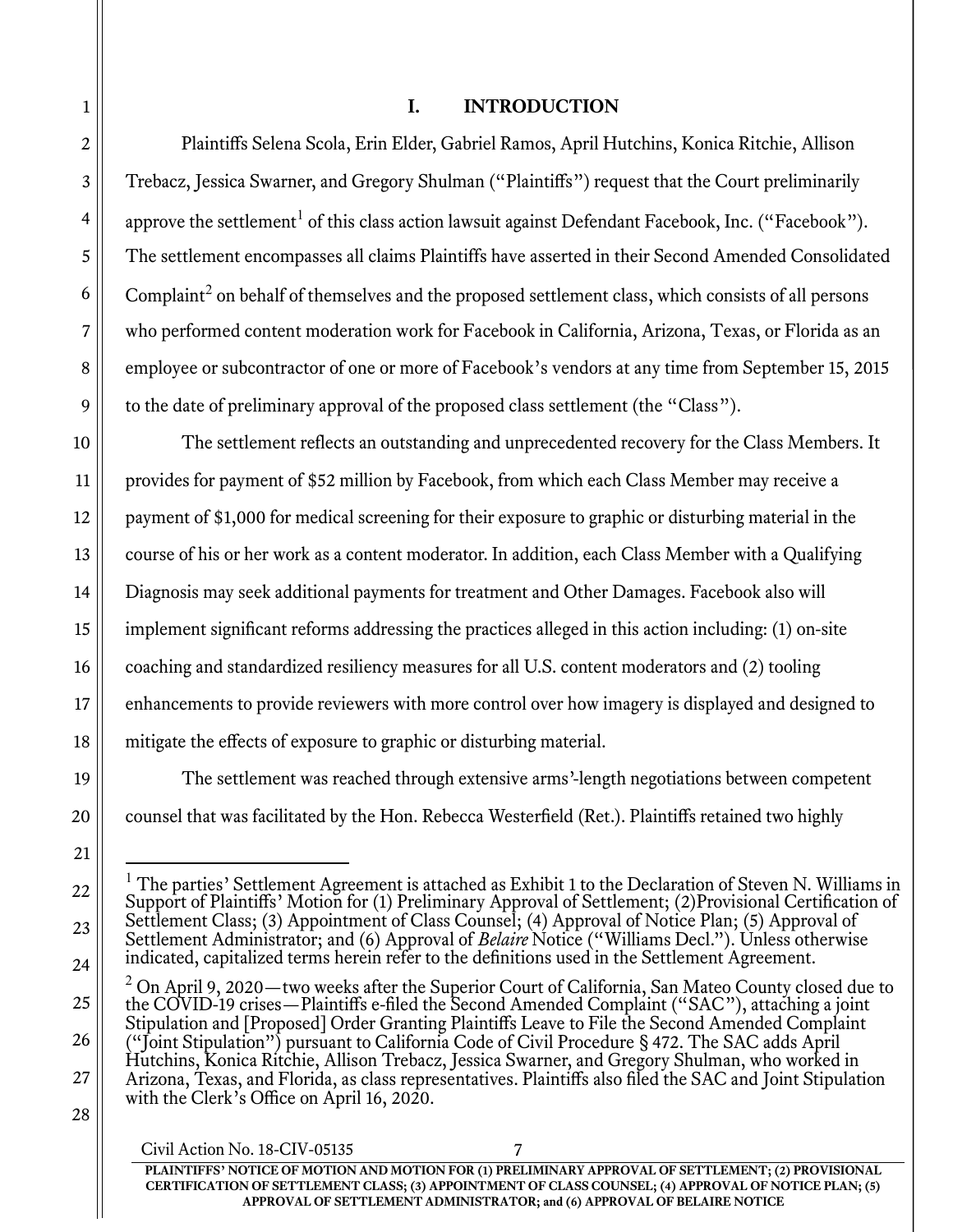# I. INTRODUCTION

Plaintiffs Selena Scola, Erin Elder, Gabriel Ramos, April Hutchins, Konica Ritchie, Allison Trebacz, Jessica Swarner, and Gregory Shulman ("Plaintiffs") request that the Court preliminarily approve the settlement[1] of this class action lawsuit against Defendant Facebook, Inc. ("Facebook"). The settlement encompasses all claims Plaintiffs have asserted in their Second Amended Consolidated Complaint[2] on behalf of themselves and the proposed settlement class, which consists of all persons who performed content moderation work for Facebook in California, Arizona, Texas, or Florida as an employee or subcontractor of one or more of Facebook's vendors at any time from September 15, 2015 to the date of preliminary approval of the proposed class settlement (the "Class").

The settlement reflects an outstanding and unprecedented recovery for the Class Members. It provides for payment of $52 million by Facebook, from which each Class Member may receive a payment of $1,000 for medical screening for their exposure to graphic or disturbing material in the course of his or her work as a content moderator. In addition, each Class Member with a Qualifying Diagnosis may seek additional payments for treatment and Other Damages. Facebook also will implement significant reforms addressing the practices alleged in this action including: (1) on-site coaching and standardized resiliency measures for all U.S. content moderators and (2) tooling enhancements to provide reviewers with more control over how imagery is displayed and designed to mitigate the effects of exposure to graphic or disturbing material.

The settlement was reached through extensive arms'-length negotiations between competent counsel that was facilitated by the Hon. Rebecca Westerfield (Ret.). Plaintiffs retained two highly

---

[1] The parties' Settlement Agreement is attached as Exhibit 1 to the Declaration of Steven N. Williams in Support of Plaintiffs' Motion for (1) Preliminary Approval of Settlement; (2)Provisional Certification of Settlement Class; (3) Appointment of Class Counsel; (4) Approval of Notice Plan; (5) Approval of Settlement Administrator; and (6) Approval of *Belaire* Notice ("Williams Decl."). Unless otherwise indicated, capitalized terms herein refer to the definitions used in the Settlement Agreement.

[2] On April 9, 2020—two weeks after the Superior Court of California, San Mateo County closed due to the COVID-19 crises—Plaintiffs e-filed the Second Amended Complaint ("SAC"), attaching a joint Stipulation and [Proposed] Order Granting Plaintiffs Leave to File the Second Amended Complaint ("Joint Stipulation") pursuant to California Code of Civil Procedure § 472. The SAC adds April Hutchins, Konica Ritchie, Allison Trebacz, Jessica Swarner, and Gregory Shulman, who worked in Arizona, Texas, and Florida, as class representatives. Plaintiffs also filed the SAC and Joint Stipulation with the Clerk's Office on April 16, 2020.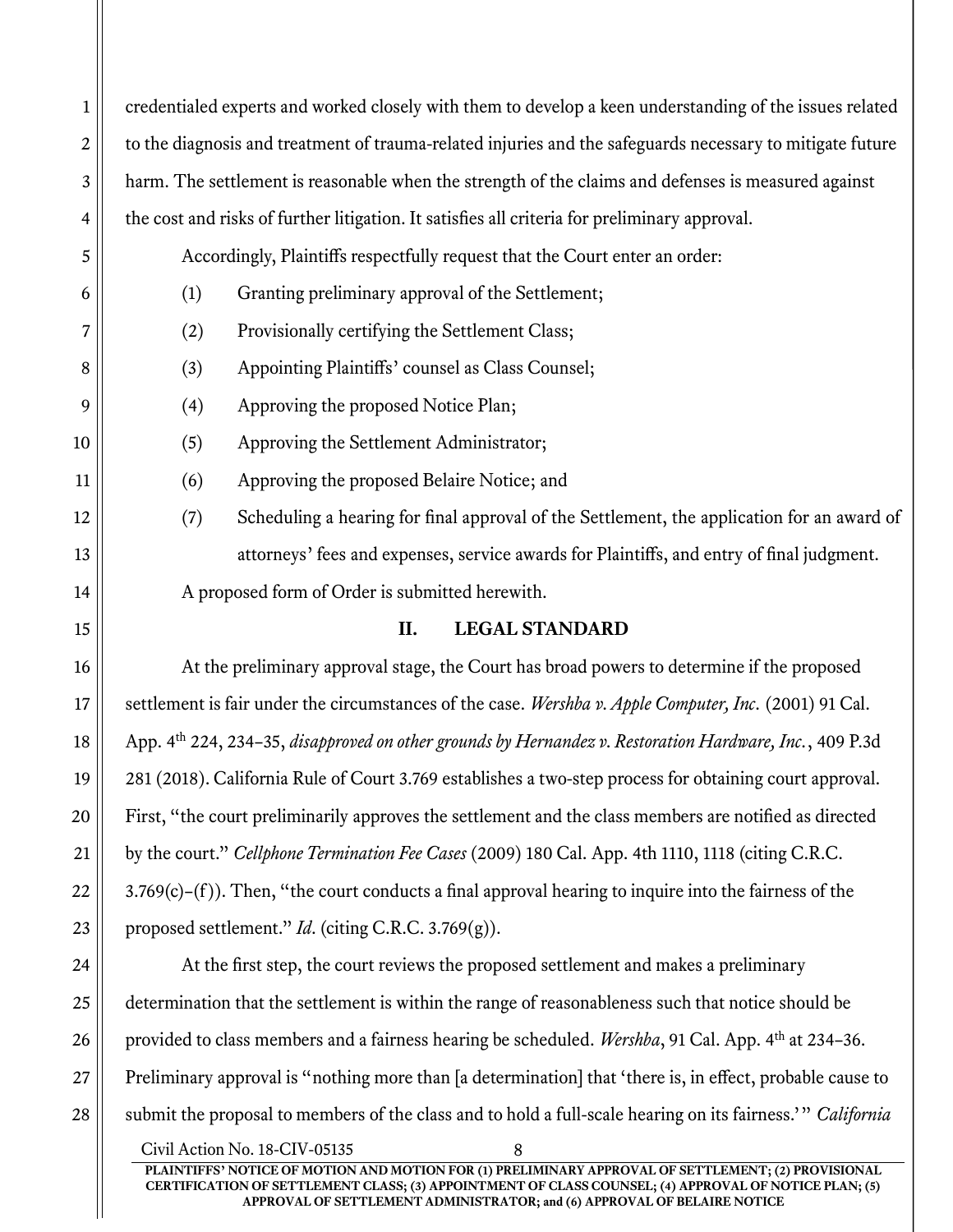credentialed experts and worked closely with them to develop a keen understanding of the issues related to the diagnosis and treatment of trauma-related injuries and the safeguards necessary to mitigate future harm. The settlement is reasonable when the strength of the claims and defenses is measured against the cost and risks of further litigation. It satisfies all criteria for preliminary approval.

Accordingly, Plaintiffs respectfully request that the Court enter an order:

(1) Granting preliminary approval of the Settlement;

(2) Provisionally certifying the Settlement Class;

(3) Appointing Plaintiffs' counsel as Class Counsel;

(4) Approving the proposed Notice Plan;

(5) Approving the Settlement Administrator;

(6) Approving the proposed Belaire Notice; and

(7) Scheduling a hearing for final approval of the Settlement, the application for an award of attorneys' fees and expenses, service awards for Plaintiffs, and entry of final judgment.

A proposed form of Order is submitted herewith.

## II. LEGAL STANDARD

At the preliminary approval stage, the Court has broad powers to determine if the proposed settlement is fair under the circumstances of the case. *Wershba v. Apple Computer, Inc.* (2001) 91 Cal. App. 4th 224, 234–35, *disapproved on other grounds by Hernandez v. Restoration Hardware, Inc.*, 409 P.3d 281 (2018). California Rule of Court 3.769 establishes a two-step process for obtaining court approval. First, "the court preliminarily approves the settlement and the class members are notified as directed by the court." *Cellphone Termination Fee Cases* (2009) 180 Cal. App. 4th 1110, 1118 (citing C.R.C. 3.769(c)–(f)). Then, "the court conducts a final approval hearing to inquire into the fairness of the proposed settlement." *Id.* (citing C.R.C. 3.769(g)).

At the first step, the court reviews the proposed settlement and makes a preliminary determination that the settlement is within the range of reasonableness such that notice should be provided to class members and a fairness hearing be scheduled. *Wershba*, 91 Cal. App. 4th at 234–36. Preliminary approval is "nothing more than [a determination] that 'there is, in effect, probable cause to submit the proposal to members of the class and to hold a full-scale hearing on its fairness.'" *California*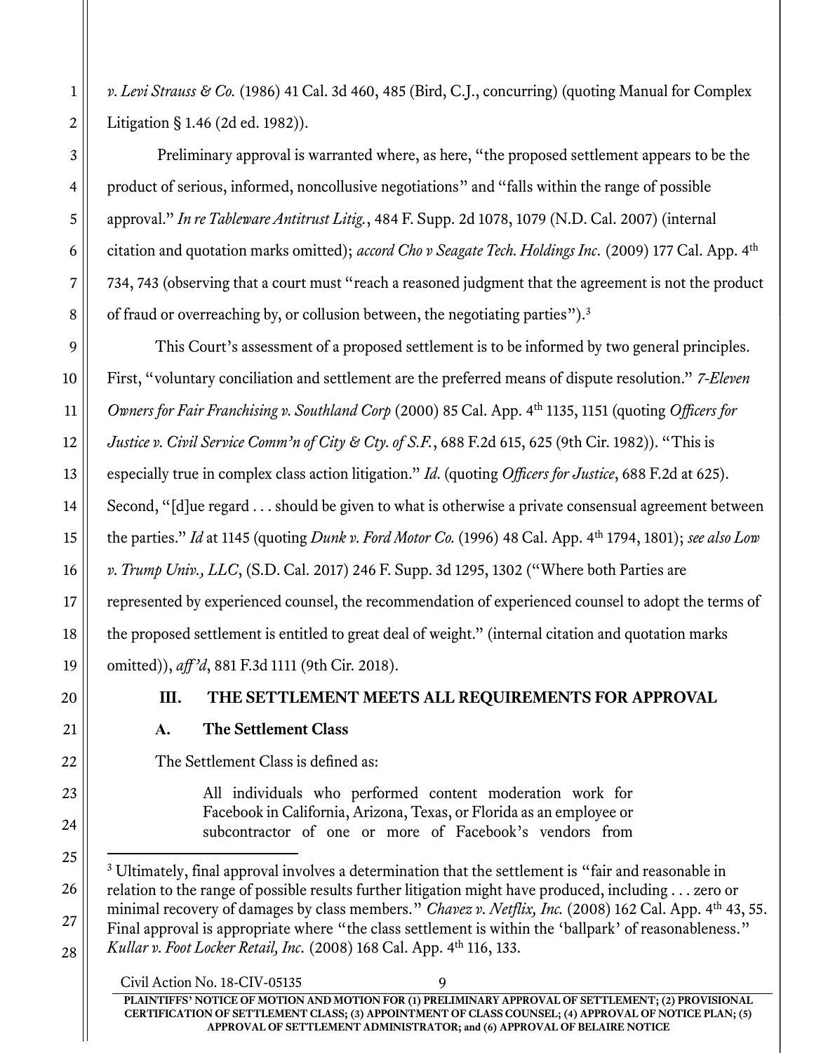*v. Levi Strauss & Co.* (1986) 41 Cal. 3d 460, 485 (Bird, C.J., concurring) (quoting Manual for Complex Litigation § 1.46 (2d ed. 1982)).

Preliminary approval is warranted where, as here, "the proposed settlement appears to be the product of serious, informed, noncollusive negotiations" and "falls within the range of possible approval." *In re Tableware Antitrust Litig.*, 484 F. Supp. 2d 1078, 1079 (N.D. Cal. 2007) (internal citation and quotation marks omitted); *accord Cho v Seagate Tech. Holdings Inc.* (2009) 177 Cal. App. 4th 734, 743 (observing that a court must "reach a reasoned judgment that the agreement is not the product of fraud or overreaching by, or collusion between, the negotiating parties").[3]

This Court's assessment of a proposed settlement is to be informed by two general principles. First, "voluntary conciliation and settlement are the preferred means of dispute resolution." *7-Eleven Owners for Fair Franchising v. Southland Corp* (2000) 85 Cal. App. 4th 1135, 1151 (quoting *Officers for Justice v. Civil Service Comm'n of City & Cty. of S.F.*, 688 F.2d 615, 625 (9th Cir. 1982)). "This is especially true in complex class action litigation." *Id.* (quoting *Officers for Justice*, 688 F.2d at 625). Second, "[d]ue regard . . . should be given to what is otherwise a private consensual agreement between the parties." *Id* at 1145 (quoting *Dunk v. Ford Motor Co.* (1996) 48 Cal. App. 4th 1794, 1801); *see also Low v. Trump Univ., LLC*, (S.D. Cal. 2017) 246 F. Supp. 3d 1295, 1302 ("Where both Parties are represented by experienced counsel, the recommendation of experienced counsel to adopt the terms of the proposed settlement is entitled to great deal of weight." (internal citation and quotation marks omitted)), *aff'd*, 881 F.3d 1111 (9th Cir. 2018).

## III. THE SETTLEMENT MEETS ALL REQUIREMENTS FOR APPROVAL

### A. The Settlement Class

The Settlement Class is defined as:

> All individuals who performed content moderation work for Facebook in California, Arizona, Texas, or Florida as an employee or subcontractor of one or more of Facebook's vendors from

---

[3] Ultimately, final approval involves a determination that the settlement is "fair and reasonable in relation to the range of possible results further litigation might have produced, including . . . zero or minimal recovery of damages by class members." *Chavez v. Netflix, Inc.* (2008) 162 Cal. App. 4th 43, 55. Final approval is appropriate where "the class settlement is within the 'ballpark' of reasonableness." *Kullar v. Foot Locker Retail, Inc.* (2008) 168 Cal. App. 4th 116, 133.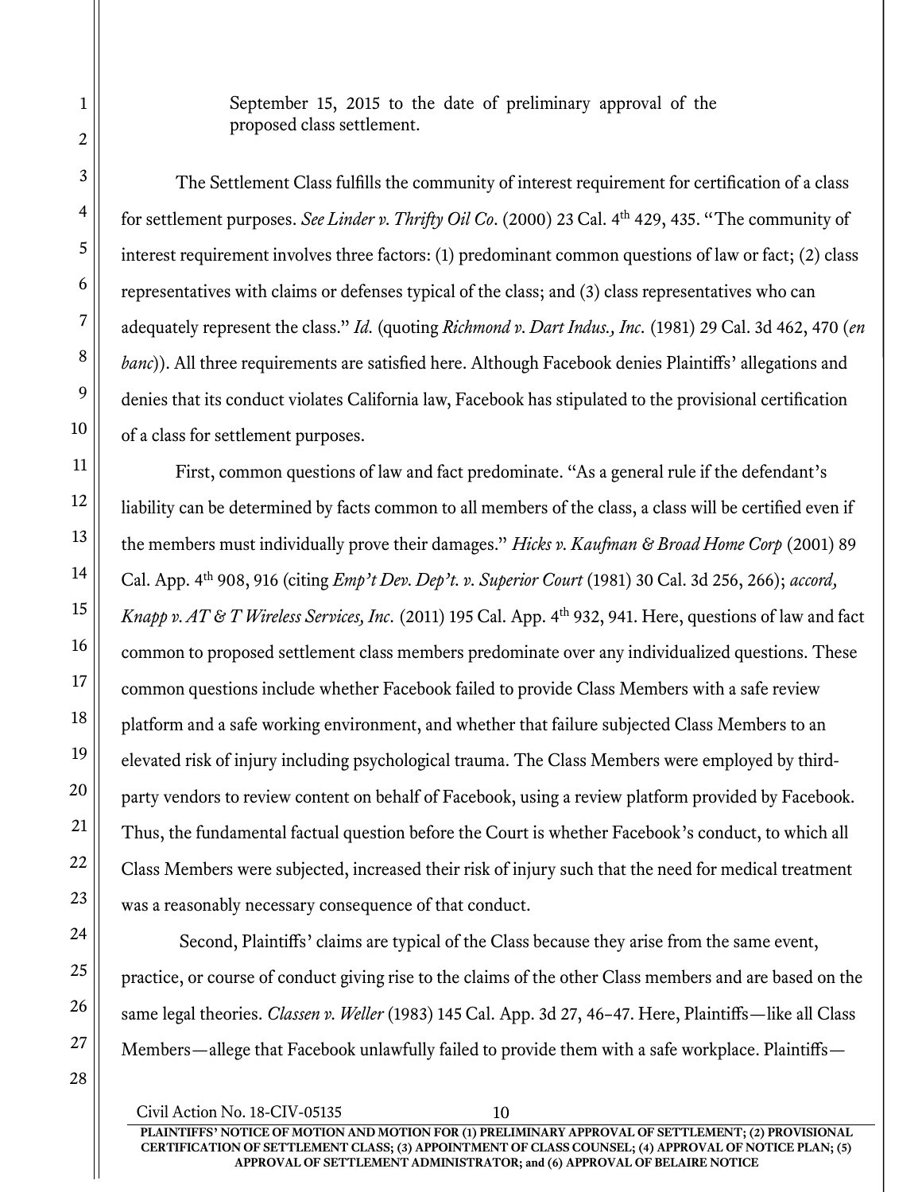September 15, 2015 to the date of preliminary approval of the proposed class settlement.

The Settlement Class fulfills the community of interest requirement for certification of a class for settlement purposes. *See Linder v. Thrifty Oil Co*. (2000) 23 Cal. 4th 429, 435. "The community of interest requirement involves three factors: (1) predominant common questions of law or fact; (2) class representatives with claims or defenses typical of the class; and (3) class representatives who can adequately represent the class." *Id.* (quoting *Richmond v. Dart Indus., Inc.* (1981) 29 Cal. 3d 462, 470 (*en banc*)). All three requirements are satisfied here. Although Facebook denies Plaintiffs' allegations and denies that its conduct violates California law, Facebook has stipulated to the provisional certification of a class for settlement purposes.

First, common questions of law and fact predominate. "As a general rule if the defendant's liability can be determined by facts common to all members of the class, a class will be certified even if the members must individually prove their damages." *Hicks v. Kaufman & Broad Home Corp* (2001) 89 Cal. App. 4th 908, 916 (citing *Emp't Dev. Dep't. v. Superior Court* (1981) 30 Cal. 3d 256, 266); *accord, Knapp v. AT & T Wireless Services, Inc.* (2011) 195 Cal. App. 4th 932, 941. Here, questions of law and fact common to proposed settlement class members predominate over any individualized questions. These common questions include whether Facebook failed to provide Class Members with a safe review platform and a safe working environment, and whether that failure subjected Class Members to an elevated risk of injury including psychological trauma. The Class Members were employed by third-party vendors to review content on behalf of Facebook, using a review platform provided by Facebook. Thus, the fundamental factual question before the Court is whether Facebook's conduct, to which all Class Members were subjected, increased their risk of injury such that the need for medical treatment was a reasonably necessary consequence of that conduct.

Second, Plaintiffs' claims are typical of the Class because they arise from the same event, practice, or course of conduct giving rise to the claims of the other Class members and are based on the same legal theories. *Classen v. Weller* (1983) 145 Cal. App. 3d 27, 46–47. Here, Plaintiffs—like all Class Members—allege that Facebook unlawfully failed to provide them with a safe workplace. Plaintiffs—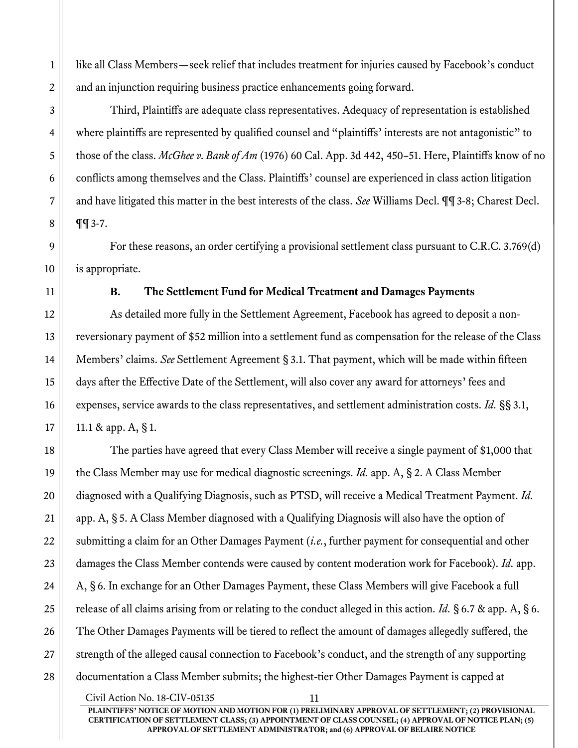like all Class Members—seek relief that includes treatment for injuries caused by Facebook's conduct and an injunction requiring business practice enhancements going forward.

Third, Plaintiffs are adequate class representatives. Adequacy of representation is established where plaintiffs are represented by qualified counsel and "plaintiffs' interests are not antagonistic" to those of the class. *McGhee v. Bank of Am* (1976) 60 Cal. App. 3d 442, 450–51. Here, Plaintiffs know of no conflicts among themselves and the Class. Plaintiffs' counsel are experienced in class action litigation and have litigated this matter in the best interests of the class. *See* Williams Decl. ¶¶ 3-8; Charest Decl. ¶¶ 3-7.

For these reasons, an order certifying a provisional settlement class pursuant to C.R.C. 3.769(d) is appropriate.

### B. The Settlement Fund for Medical Treatment and Damages Payments

As detailed more fully in the Settlement Agreement, Facebook has agreed to deposit a non-reversionary payment of $52 million into a settlement fund as compensation for the release of the Class Members' claims. *See* Settlement Agreement § 3.1. That payment, which will be made within fifteen days after the Effective Date of the Settlement, will also cover any award for attorneys' fees and expenses, service awards to the class representatives, and settlement administration costs. *Id.* §§ 3.1, 11.1 & app. A, § 1.

The parties have agreed that every Class Member will receive a single payment of $1,000 that the Class Member may use for medical diagnostic screenings. *Id.* app. A, § 2. A Class Member diagnosed with a Qualifying Diagnosis, such as PTSD, will receive a Medical Treatment Payment. *Id.* app. A, § 5. A Class Member diagnosed with a Qualifying Diagnosis will also have the option of submitting a claim for an Other Damages Payment (*i.e.*, further payment for consequential and other damages the Class Member contends were caused by content moderation work for Facebook). *Id.* app. A, § 6. In exchange for an Other Damages Payment, these Class Members will give Facebook a full release of all claims arising from or relating to the conduct alleged in this action. *Id.* § 6.7 & app. A, § 6. The Other Damages Payments will be tiered to reflect the amount of damages allegedly suffered, the strength of the alleged causal connection to Facebook's conduct, and the strength of any supporting documentation a Class Member submits; the highest-tier Other Damages Payment is capped at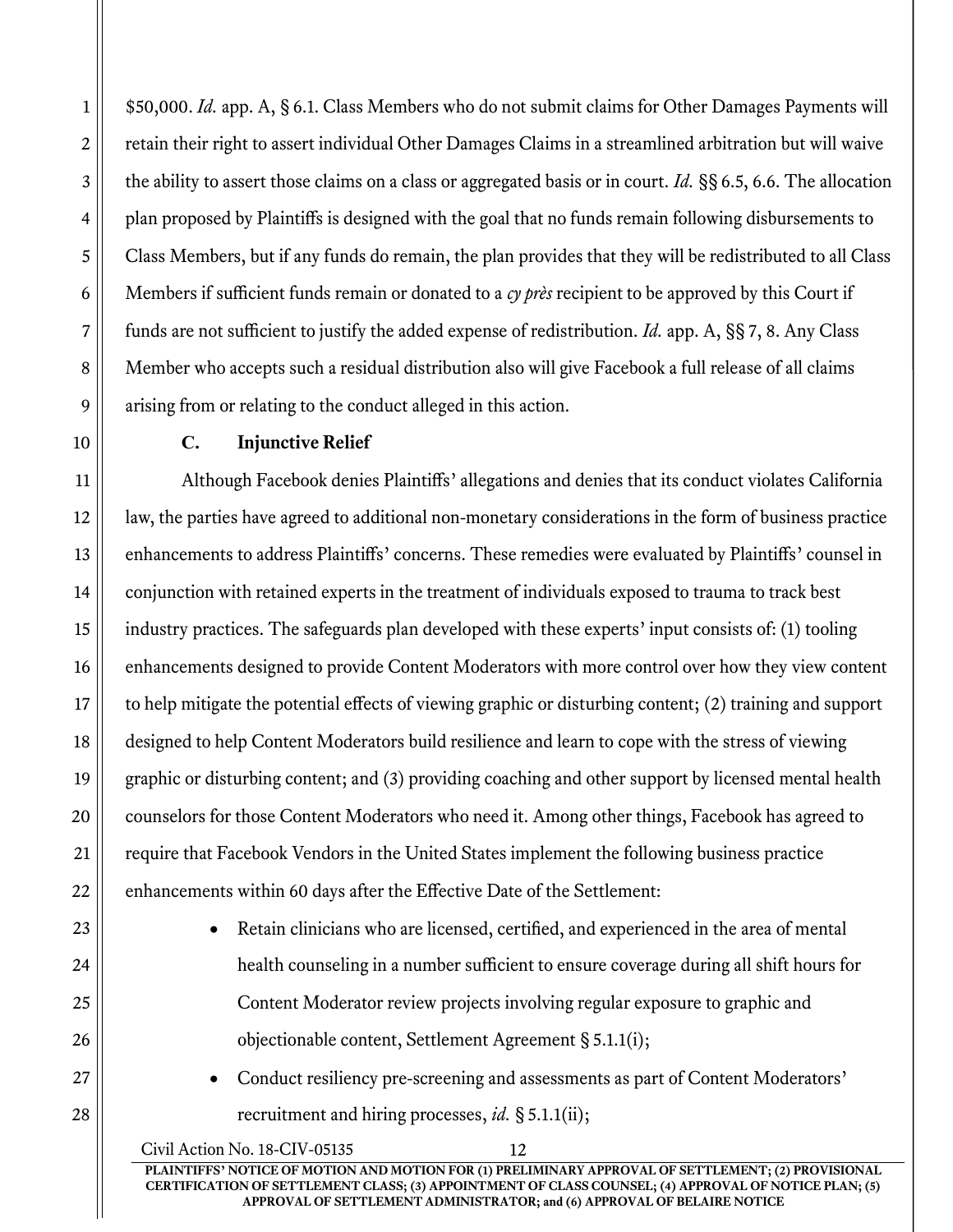$50,000. *Id.* app. A, § 6.1. Class Members who do not submit claims for Other Damages Payments will retain their right to assert individual Other Damages Claims in a streamlined arbitration but will waive the ability to assert those claims on a class or aggregated basis or in court. *Id.* §§ 6.5, 6.6. The allocation plan proposed by Plaintiffs is designed with the goal that no funds remain following disbursements to Class Members, but if any funds do remain, the plan provides that they will be redistributed to all Class Members if sufficient funds remain or donated to a *cy près* recipient to be approved by this Court if funds are not sufficient to justify the added expense of redistribution. *Id.* app. A, §§ 7, 8. Any Class Member who accepts such a residual distribution also will give Facebook a full release of all claims arising from or relating to the conduct alleged in this action.

### C. Injunctive Relief

Although Facebook denies Plaintiffs' allegations and denies that its conduct violates California law, the parties have agreed to additional non-monetary considerations in the form of business practice enhancements to address Plaintiffs' concerns. These remedies were evaluated by Plaintiffs' counsel in conjunction with retained experts in the treatment of individuals exposed to trauma to track best industry practices. The safeguards plan developed with these experts' input consists of: (1) tooling enhancements designed to provide Content Moderators with more control over how they view content to help mitigate the potential effects of viewing graphic or disturbing content; (2) training and support designed to help Content Moderators build resilience and learn to cope with the stress of viewing graphic or disturbing content; and (3) providing coaching and other support by licensed mental health counselors for those Content Moderators who need it. Among other things, Facebook has agreed to require that Facebook Vendors in the United States implement the following business practice enhancements within 60 days after the Effective Date of the Settlement:

- Retain clinicians who are licensed, certified, and experienced in the area of mental health counseling in a number sufficient to ensure coverage during all shift hours for Content Moderator review projects involving regular exposure to graphic and objectionable content, Settlement Agreement § 5.1.1(i);
- Conduct resiliency pre-screening and assessments as part of Content Moderators' recruitment and hiring processes, *id.* § 5.1.1(ii);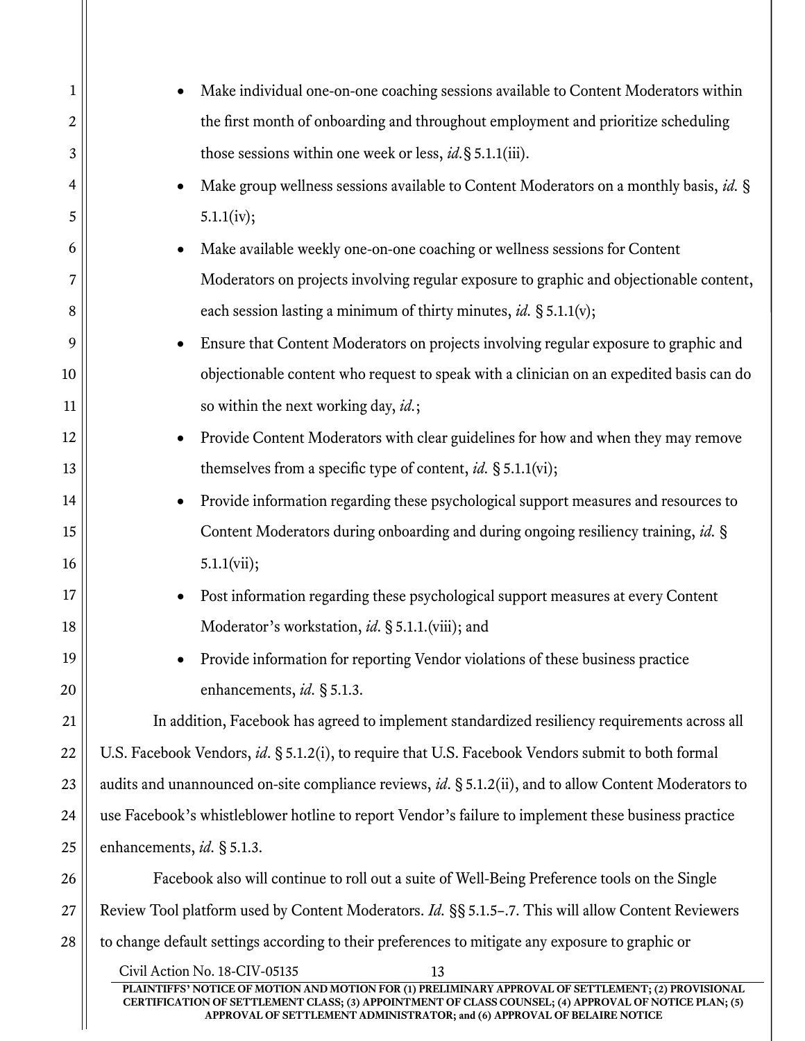- Make individual one-on-one coaching sessions available to Content Moderators within the first month of onboarding and throughout employment and prioritize scheduling those sessions within one week or less, *id.* § 5.1.1(iii).
- Make group wellness sessions available to Content Moderators on a monthly basis, *id.* § 5.1.1(iv);
- Make available weekly one-on-one coaching or wellness sessions for Content Moderators on projects involving regular exposure to graphic and objectionable content, each session lasting a minimum of thirty minutes, *id.* § 5.1.1(v);
- Ensure that Content Moderators on projects involving regular exposure to graphic and objectionable content who request to speak with a clinician on an expedited basis can do so within the next working day, *id.*;
- Provide Content Moderators with clear guidelines for how and when they may remove themselves from a specific type of content, *id.* § 5.1.1(vi);
- Provide information regarding these psychological support measures and resources to Content Moderators during onboarding and during ongoing resiliency training, *id.* § 5.1.1(vii);
- Post information regarding these psychological support measures at every Content Moderator's workstation, *id.* § 5.1.1.(viii); and
- Provide information for reporting Vendor violations of these business practice enhancements, *id.* § 5.1.3.

In addition, Facebook has agreed to implement standardized resiliency requirements across all U.S. Facebook Vendors, *id*. § 5.1.2(i), to require that U.S. Facebook Vendors submit to both formal audits and unannounced on-site compliance reviews, *id*. § 5.1.2(ii), and to allow Content Moderators to use Facebook's whistleblower hotline to report Vendor's failure to implement these business practice enhancements, *id.* § 5.1.3.

Facebook also will continue to roll out a suite of Well-Being Preference tools on the Single Review Tool platform used by Content Moderators. *Id.* §§ 5.1.5–.7. This will allow Content Reviewers to change default settings according to their preferences to mitigate any exposure to graphic or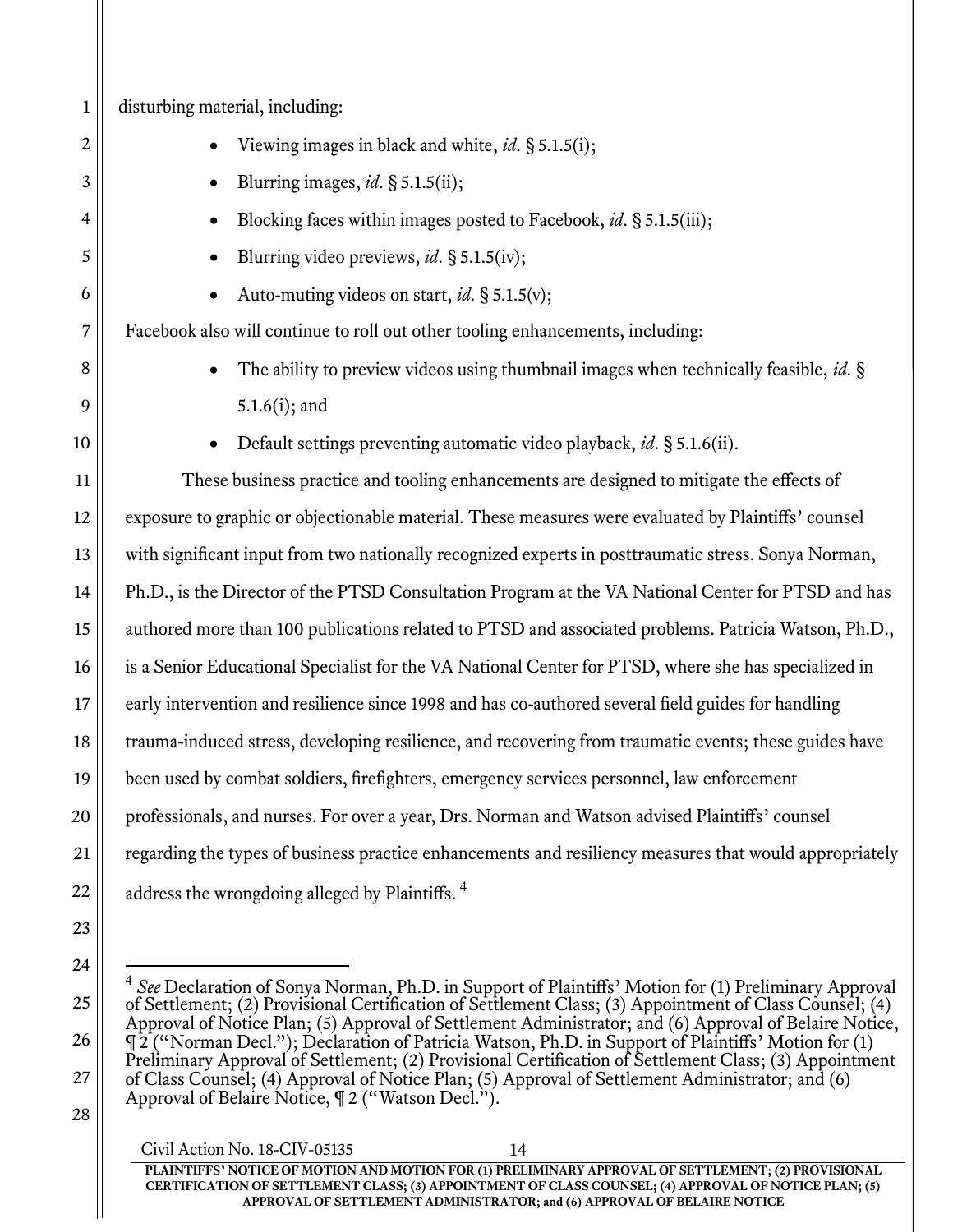disturbing material, including:

- Viewing images in black and white, *id*. § 5.1.5(i);
- Blurring images, *id*. § 5.1.5(ii);
- Blocking faces within images posted to Facebook, *id*. § 5.1.5(iii);
- Blurring video previews, *id*. § 5.1.5(iv);
- Auto-muting videos on start, *id*. § 5.1.5(v);

Facebook also will continue to roll out other tooling enhancements, including:

- The ability to preview videos using thumbnail images when technically feasible, *id*. § 5.1.6(i); and
- Default settings preventing automatic video playback, *id*. § 5.1.6(ii).

These business practice and tooling enhancements are designed to mitigate the effects of exposure to graphic or objectionable material. These measures were evaluated by Plaintiffs' counsel with significant input from two nationally recognized experts in posttraumatic stress. Sonya Norman, Ph.D., is the Director of the PTSD Consultation Program at the VA National Center for PTSD and has authored more than 100 publications related to PTSD and associated problems. Patricia Watson, Ph.D., is a Senior Educational Specialist for the VA National Center for PTSD, where she has specialized in early intervention and resilience since 1998 and has co-authored several field guides for handling trauma-induced stress, developing resilience, and recovering from traumatic events; these guides have been used by combat soldiers, firefighters, emergency services personnel, law enforcement professionals, and nurses. For over a year, Drs. Norman and Watson advised Plaintiffs' counsel regarding the types of business practice enhancements and resiliency measures that would appropriately address the wrongdoing alleged by Plaintiffs. [4]

---

[4] *See* Declaration of Sonya Norman, Ph.D. in Support of Plaintiffs' Motion for (1) Preliminary Approval of Settlement; (2) Provisional Certification of Settlement Class; (3) Appointment of Class Counsel; (4) Approval of Notice Plan; (5) Approval of Settlement Administrator; and (6) Approval of Belaire Notice, ¶ 2 ("Norman Decl."); Declaration of Patricia Watson, Ph.D. in Support of Plaintiffs' Motion for (1) Preliminary Approval of Settlement; (2) Provisional Certification of Settlement Class; (3) Appointment of Class Counsel; (4) Approval of Notice Plan; (5) Approval of Settlement Administrator; and (6) Approval of Belaire Notice, ¶ 2 ("Watson Decl.").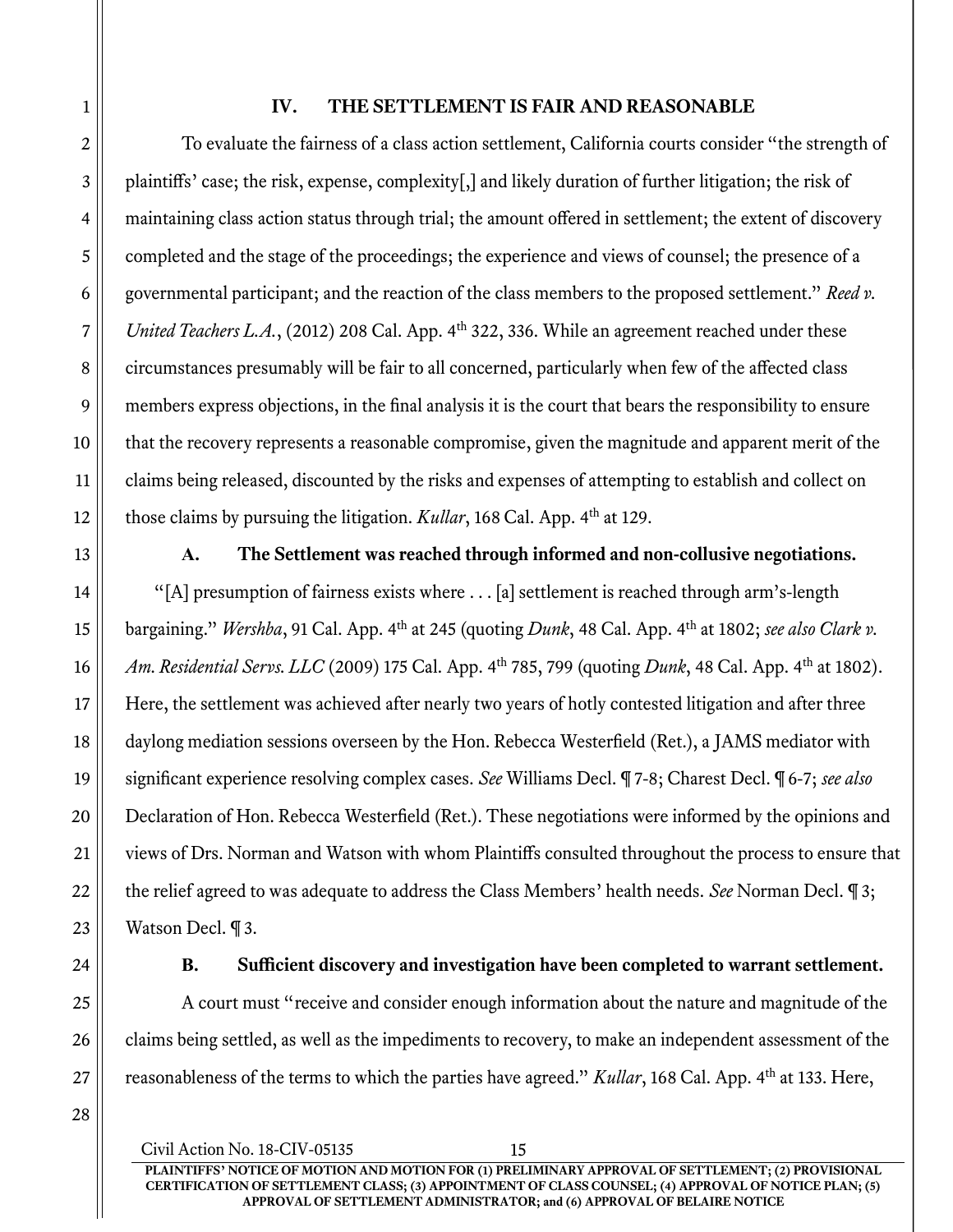## IV. THE SETTLEMENT IS FAIR AND REASONABLE

To evaluate the fairness of a class action settlement, California courts consider "the strength of plaintiffs' case; the risk, expense, complexity[,] and likely duration of further litigation; the risk of maintaining class action status through trial; the amount offered in settlement; the extent of discovery completed and the stage of the proceedings; the experience and views of counsel; the presence of a governmental participant; and the reaction of the class members to the proposed settlement." *Reed v. United Teachers L.A.*, (2012) 208 Cal. App. 4th 322, 336. While an agreement reached under these circumstances presumably will be fair to all concerned, particularly when few of the affected class members express objections, in the final analysis it is the court that bears the responsibility to ensure that the recovery represents a reasonable compromise, given the magnitude and apparent merit of the claims being released, discounted by the risks and expenses of attempting to establish and collect on those claims by pursuing the litigation. *Kullar*, 168 Cal. App. 4th at 129.

### A. The Settlement was reached through informed and non-collusive negotiations.

"[A] presumption of fairness exists where . . . [a] settlement is reached through arm's-length bargaining." *Wershba*, 91 Cal. App. 4th at 245 (quoting *Dunk*, 48 Cal. App. 4th at 1802; *see also Clark v. Am. Residential Servs. LLC* (2009) 175 Cal. App. 4th 785, 799 (quoting *Dunk*, 48 Cal. App. 4th at 1802). Here, the settlement was achieved after nearly two years of hotly contested litigation and after three daylong mediation sessions overseen by the Hon. Rebecca Westerfield (Ret.), a JAMS mediator with significant experience resolving complex cases. *See* Williams Decl. ¶ 7-8; Charest Decl. ¶ 6-7; *see also* Declaration of Hon. Rebecca Westerfield (Ret.). These negotiations were informed by the opinions and views of Drs. Norman and Watson with whom Plaintiffs consulted throughout the process to ensure that the relief agreed to was adequate to address the Class Members' health needs. *See* Norman Decl. ¶ 3; Watson Decl. ¶ 3.

### B. Sufficient discovery and investigation have been completed to warrant settlement.

A court must "receive and consider enough information about the nature and magnitude of the claims being settled, as well as the impediments to recovery, to make an independent assessment of the reasonableness of the terms to which the parties have agreed." *Kullar*, 168 Cal. App. 4th at 133. Here,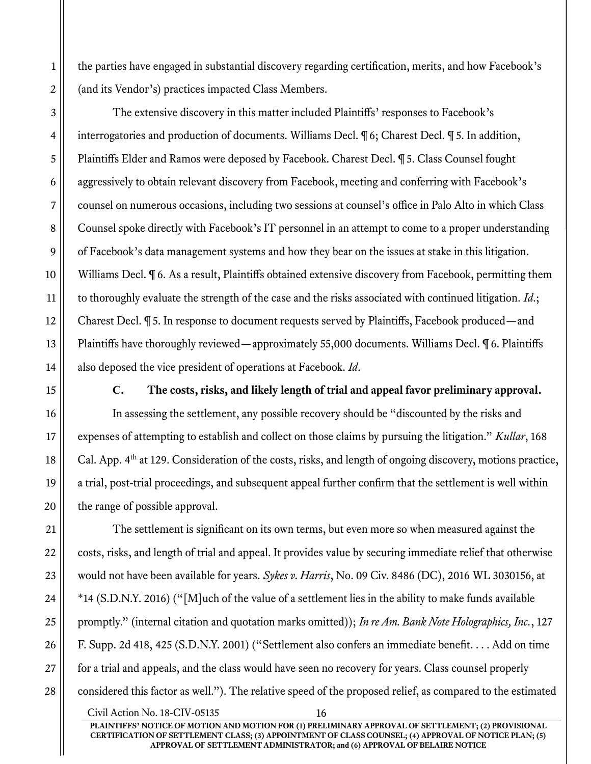the parties have engaged in substantial discovery regarding certification, merits, and how Facebook's (and its Vendor's) practices impacted Class Members.

The extensive discovery in this matter included Plaintiffs' responses to Facebook's interrogatories and production of documents. Williams Decl. ¶ 6; Charest Decl. ¶ 5. In addition, Plaintiffs Elder and Ramos were deposed by Facebook. Charest Decl. ¶ 5. Class Counsel fought aggressively to obtain relevant discovery from Facebook, meeting and conferring with Facebook's counsel on numerous occasions, including two sessions at counsel's office in Palo Alto in which Class Counsel spoke directly with Facebook's IT personnel in an attempt to come to a proper understanding of Facebook's data management systems and how they bear on the issues at stake in this litigation. Williams Decl. ¶ 6. As a result, Plaintiffs obtained extensive discovery from Facebook, permitting them to thoroughly evaluate the strength of the case and the risks associated with continued litigation. *Id.*; Charest Decl. ¶ 5. In response to document requests served by Plaintiffs, Facebook produced—and Plaintiffs have thoroughly reviewed—approximately 55,000 documents. Williams Decl. ¶ 6. Plaintiffs also deposed the vice president of operations at Facebook. *Id.*

### C. The costs, risks, and likely length of trial and appeal favor preliminary approval.

In assessing the settlement, any possible recovery should be "discounted by the risks and expenses of attempting to establish and collect on those claims by pursuing the litigation." *Kullar*, 168 Cal. App. 4th at 129. Consideration of the costs, risks, and length of ongoing discovery, motions practice, a trial, post-trial proceedings, and subsequent appeal further confirm that the settlement is well within the range of possible approval.

The settlement is significant on its own terms, but even more so when measured against the costs, risks, and length of trial and appeal. It provides value by securing immediate relief that otherwise would not have been available for years. *Sykes v. Harris*, No. 09 Civ. 8486 (DC), 2016 WL 3030156, at *14 (S.D.N.Y. 2016) ("[M]uch of the value of a settlement lies in the ability to make funds available promptly." (internal citation and quotation marks omitted)); *In re Am. Bank Note Holographics, Inc.*, 127 F. Supp. 2d 418, 425 (S.D.N.Y. 2001) ("Settlement also confers an immediate benefit. . . . Add on time for a trial and appeals, and the class would have seen no recovery for years. Class counsel properly considered this factor as well."). The relative speed of the proposed relief, as compared to the estimated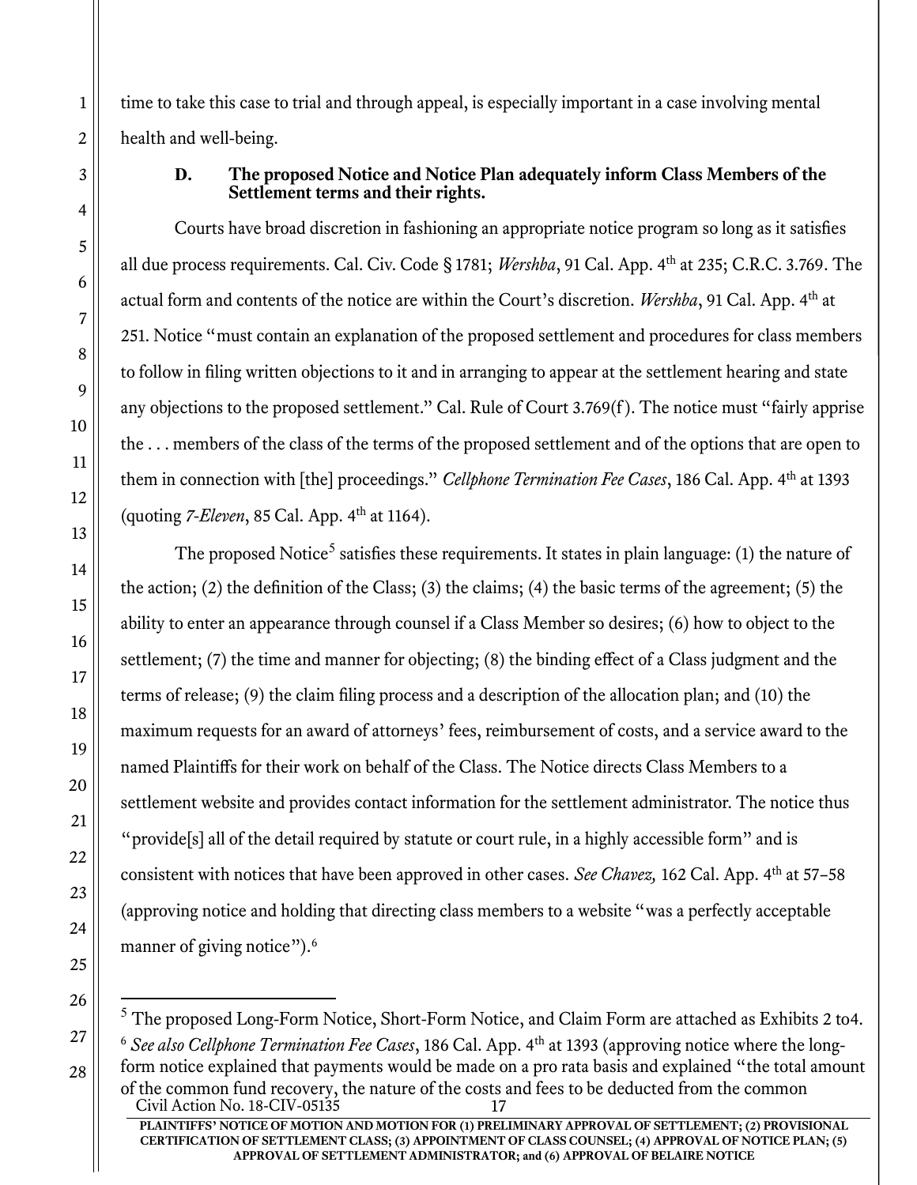time to take this case to trial and through appeal, is especially important in a case involving mental health and well-being.

### D. The proposed Notice and Notice Plan adequately inform Class Members of the Settlement terms and their rights.

Courts have broad discretion in fashioning an appropriate notice program so long as it satisfies all due process requirements. Cal. Civ. Code § 1781; *Wershba*, 91 Cal. App. 4th at 235; C.R.C. 3.769. The actual form and contents of the notice are within the Court's discretion. *Wershba*, 91 Cal. App. 4th at 251. Notice "must contain an explanation of the proposed settlement and procedures for class members to follow in filing written objections to it and in arranging to appear at the settlement hearing and state any objections to the proposed settlement." Cal. Rule of Court 3.769(f). The notice must "fairly apprise the . . . members of the class of the terms of the proposed settlement and of the options that are open to them in connection with [the] proceedings." *Cellphone Termination Fee Cases*, 186 Cal. App. 4th at 1393 (quoting *7-Eleven*, 85 Cal. App. 4th at 1164).

The proposed Notice[5] satisfies these requirements. It states in plain language: (1) the nature of the action; (2) the definition of the Class; (3) the claims; (4) the basic terms of the agreement; (5) the ability to enter an appearance through counsel if a Class Member so desires; (6) how to object to the settlement; (7) the time and manner for objecting; (8) the binding effect of a Class judgment and the terms of release; (9) the claim filing process and a description of the allocation plan; and (10) the maximum requests for an award of attorneys' fees, reimbursement of costs, and a service award to the named Plaintiffs for their work on behalf of the Class. The Notice directs Class Members to a settlement website and provides contact information for the settlement administrator. The notice thus "provide[s] all of the detail required by statute or court rule, in a highly accessible form" and is consistent with notices that have been approved in other cases. *See Chavez,* 162 Cal. App. 4th at 57–58 (approving notice and holding that directing class members to a website "was a perfectly acceptable manner of giving notice").[6]

---

[5] The proposed Long-Form Notice, Short-Form Notice, and Claim Form are attached as Exhibits 2 to4.

[6] *See also Cellphone Termination Fee Cases*, 186 Cal. App. 4th at 1393 (approving notice where the long-form notice explained that payments would be made on a pro rata basis and explained "the total amount of the common fund recovery, the nature of the costs and fees to be deducted from the common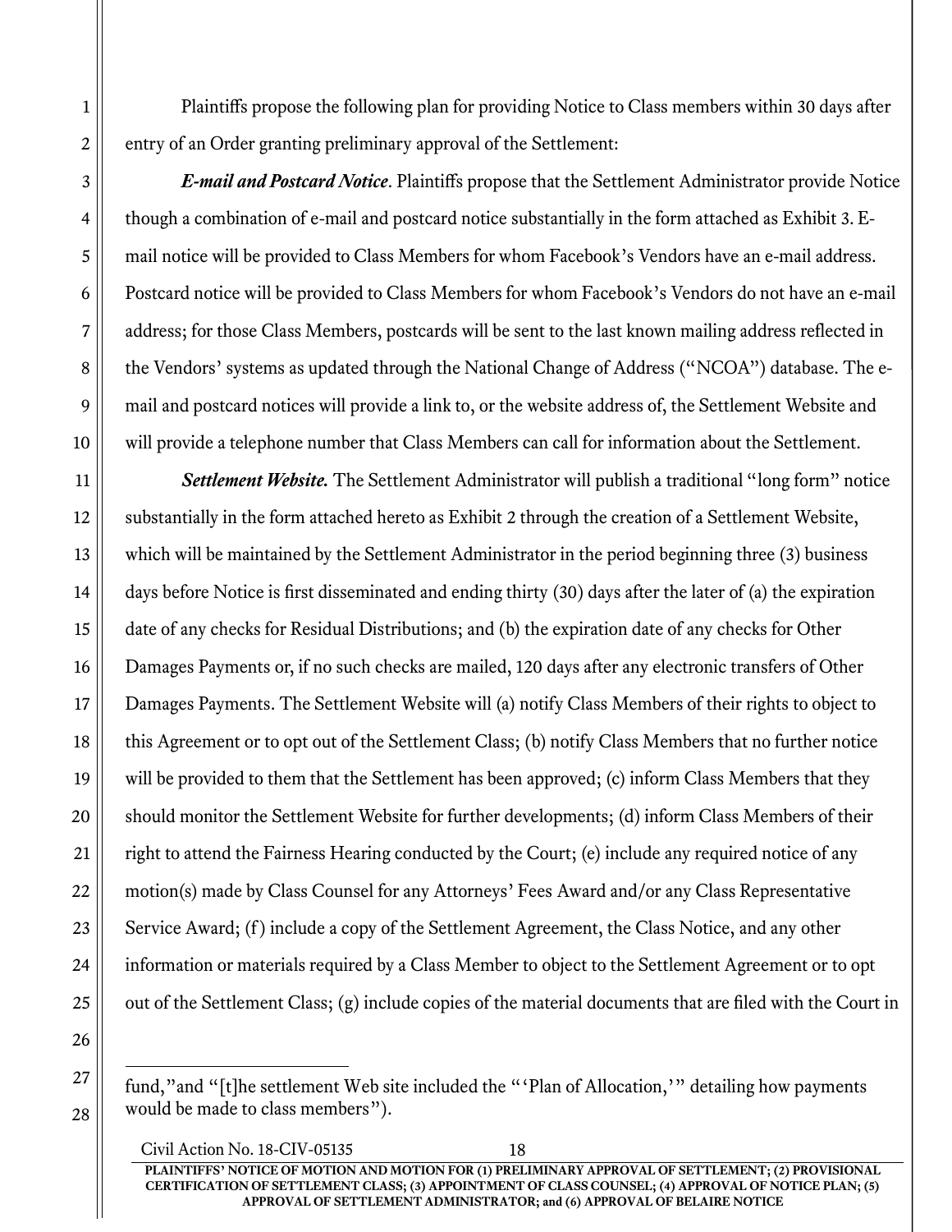Plaintiffs propose the following plan for providing Notice to Class members within 30 days after entry of an Order granting preliminary approval of the Settlement:

***E-mail and Postcard Notice*.** Plaintiffs propose that the Settlement Administrator provide Notice though a combination of e-mail and postcard notice substantially in the form attached as Exhibit 3. E-mail notice will be provided to Class Members for whom Facebook's Vendors have an e-mail address. Postcard notice will be provided to Class Members for whom Facebook's Vendors do not have an e-mail address; for those Class Members, postcards will be sent to the last known mailing address reflected in the Vendors' systems as updated through the National Change of Address ("NCOA") database. The e-mail and postcard notices will provide a link to, or the website address of, the Settlement Website and will provide a telephone number that Class Members can call for information about the Settlement.

***Settlement Website.*** The Settlement Administrator will publish a traditional "long form" notice substantially in the form attached hereto as Exhibit 2 through the creation of a Settlement Website, which will be maintained by the Settlement Administrator in the period beginning three (3) business days before Notice is first disseminated and ending thirty (30) days after the later of (a) the expiration date of any checks for Residual Distributions; and (b) the expiration date of any checks for Other Damages Payments or, if no such checks are mailed, 120 days after any electronic transfers of Other Damages Payments. The Settlement Website will (a) notify Class Members of their rights to object to this Agreement or to opt out of the Settlement Class; (b) notify Class Members that no further notice will be provided to them that the Settlement has been approved; (c) inform Class Members that they should monitor the Settlement Website for further developments; (d) inform Class Members of their right to attend the Fairness Hearing conducted by the Court; (e) include any required notice of any motion(s) made by Class Counsel for any Attorneys' Fees Award and/or any Class Representative Service Award; (f) include a copy of the Settlement Agreement, the Class Notice, and any other information or materials required by a Class Member to object to the Settlement Agreement or to opt out of the Settlement Class; (g) include copies of the material documents that are filed with the Court in

---

fund," and "[t]he settlement Web site included the "'Plan of Allocation,'" detailing how payments would be made to class members").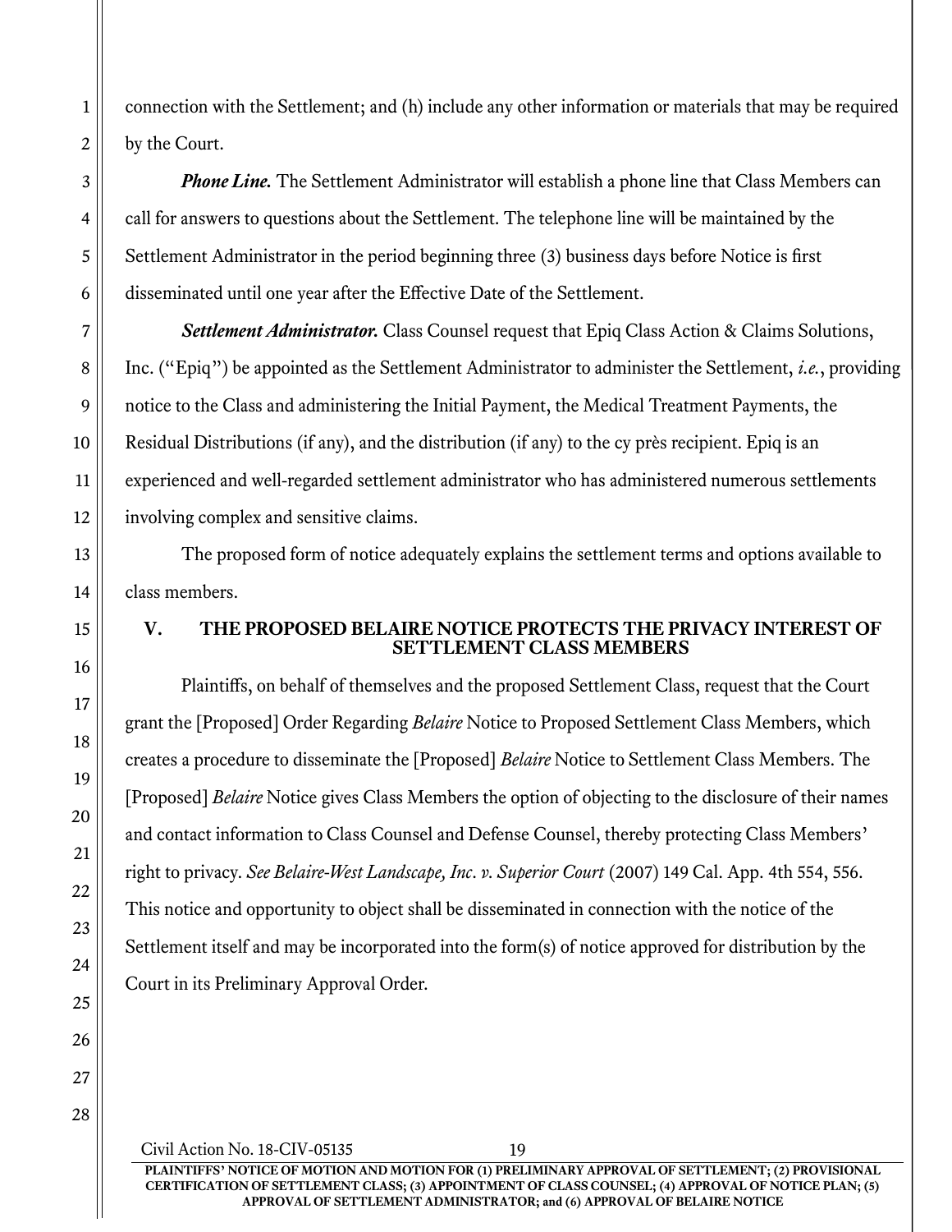connection with the Settlement; and (h) include any other information or materials that may be required by the Court.

***Phone Line.*** The Settlement Administrator will establish a phone line that Class Members can call for answers to questions about the Settlement. The telephone line will be maintained by the Settlement Administrator in the period beginning three (3) business days before Notice is first disseminated until one year after the Effective Date of the Settlement.

***Settlement Administrator.*** Class Counsel request that Epiq Class Action & Claims Solutions, Inc. ("Epiq") be appointed as the Settlement Administrator to administer the Settlement, *i.e.*, providing notice to the Class and administering the Initial Payment, the Medical Treatment Payments, the Residual Distributions (if any), and the distribution (if any) to the cy près recipient. Epiq is an experienced and well-regarded settlement administrator who has administered numerous settlements involving complex and sensitive claims.

The proposed form of notice adequately explains the settlement terms and options available to class members.

## V. THE PROPOSED BELAIRE NOTICE PROTECTS THE PRIVACY INTEREST OF SETTLEMENT CLASS MEMBERS

Plaintiffs, on behalf of themselves and the proposed Settlement Class, request that the Court grant the [Proposed] Order Regarding *Belaire* Notice to Proposed Settlement Class Members, which creates a procedure to disseminate the [Proposed] *Belaire* Notice to Settlement Class Members. The [Proposed] *Belaire* Notice gives Class Members the option of objecting to the disclosure of their names and contact information to Class Counsel and Defense Counsel, thereby protecting Class Members' right to privacy. *See Belaire-West Landscape, Inc. v. Superior Court* (2007) 149 Cal. App. 4th 554, 556. This notice and opportunity to object shall be disseminated in connection with the notice of the Settlement itself and may be incorporated into the form(s) of notice approved for distribution by the Court in its Preliminary Approval Order.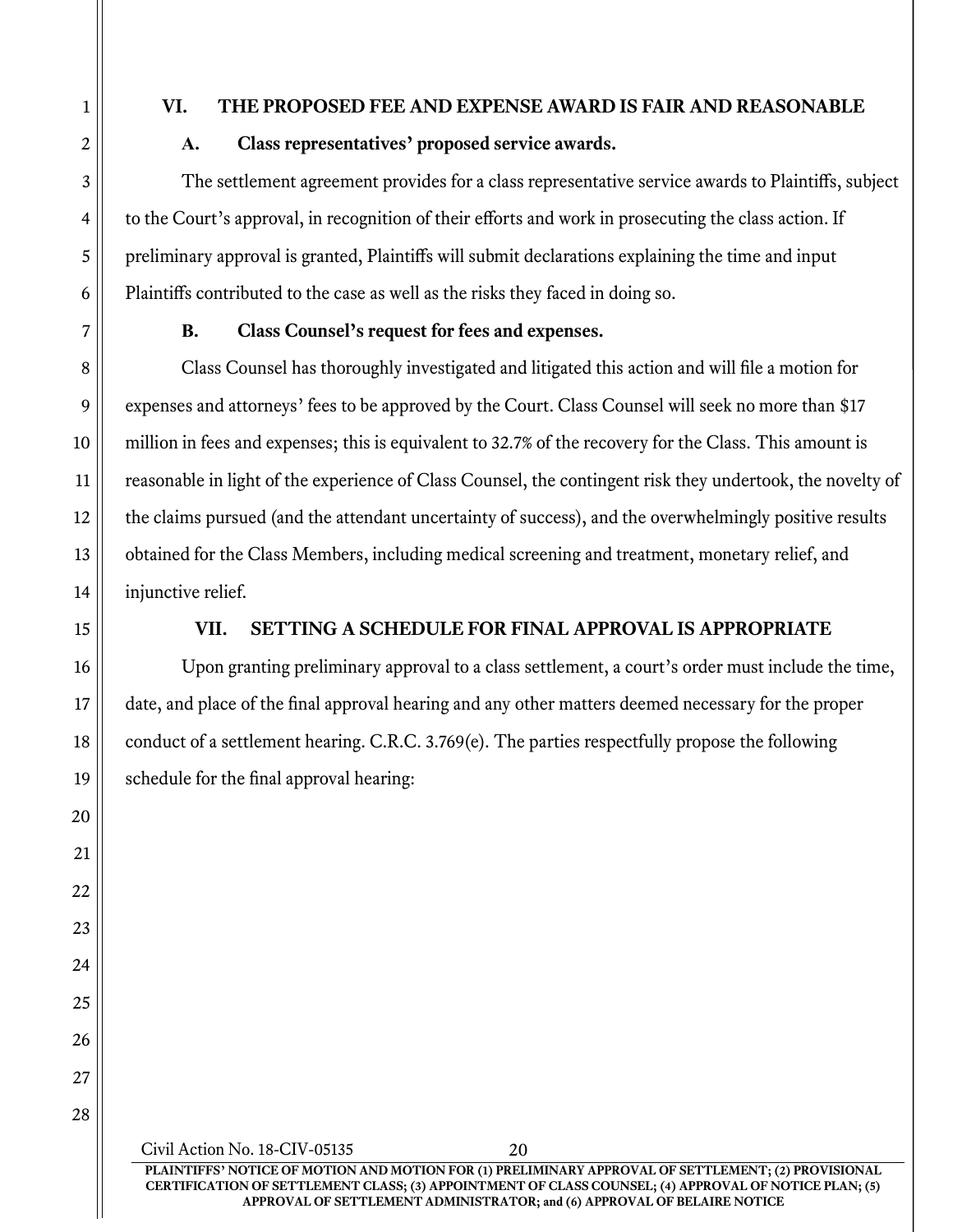## VI. THE PROPOSED FEE AND EXPENSE AWARD IS FAIR AND REASONABLE

### A. Class representatives' proposed service awards.

The settlement agreement provides for a class representative service awards to Plaintiffs, subject to the Court's approval, in recognition of their efforts and work in prosecuting the class action. If preliminary approval is granted, Plaintiffs will submit declarations explaining the time and input Plaintiffs contributed to the case as well as the risks they faced in doing so.

### B. Class Counsel's request for fees and expenses.

Class Counsel has thoroughly investigated and litigated this action and will file a motion for expenses and attorneys' fees to be approved by the Court. Class Counsel will seek no more than $17 million in fees and expenses; this is equivalent to 32.7% of the recovery for the Class. This amount is reasonable in light of the experience of Class Counsel, the contingent risk they undertook, the novelty of the claims pursued (and the attendant uncertainty of success), and the overwhelmingly positive results obtained for the Class Members, including medical screening and treatment, monetary relief, and injunctive relief.

## VII. SETTING A SCHEDULE FOR FINAL APPROVAL IS APPROPRIATE

Upon granting preliminary approval to a class settlement, a court's order must include the time, date, and place of the final approval hearing and any other matters deemed necessary for the proper conduct of a settlement hearing. C.R.C. 3.769(e). The parties respectfully propose the following schedule for the final approval hearing: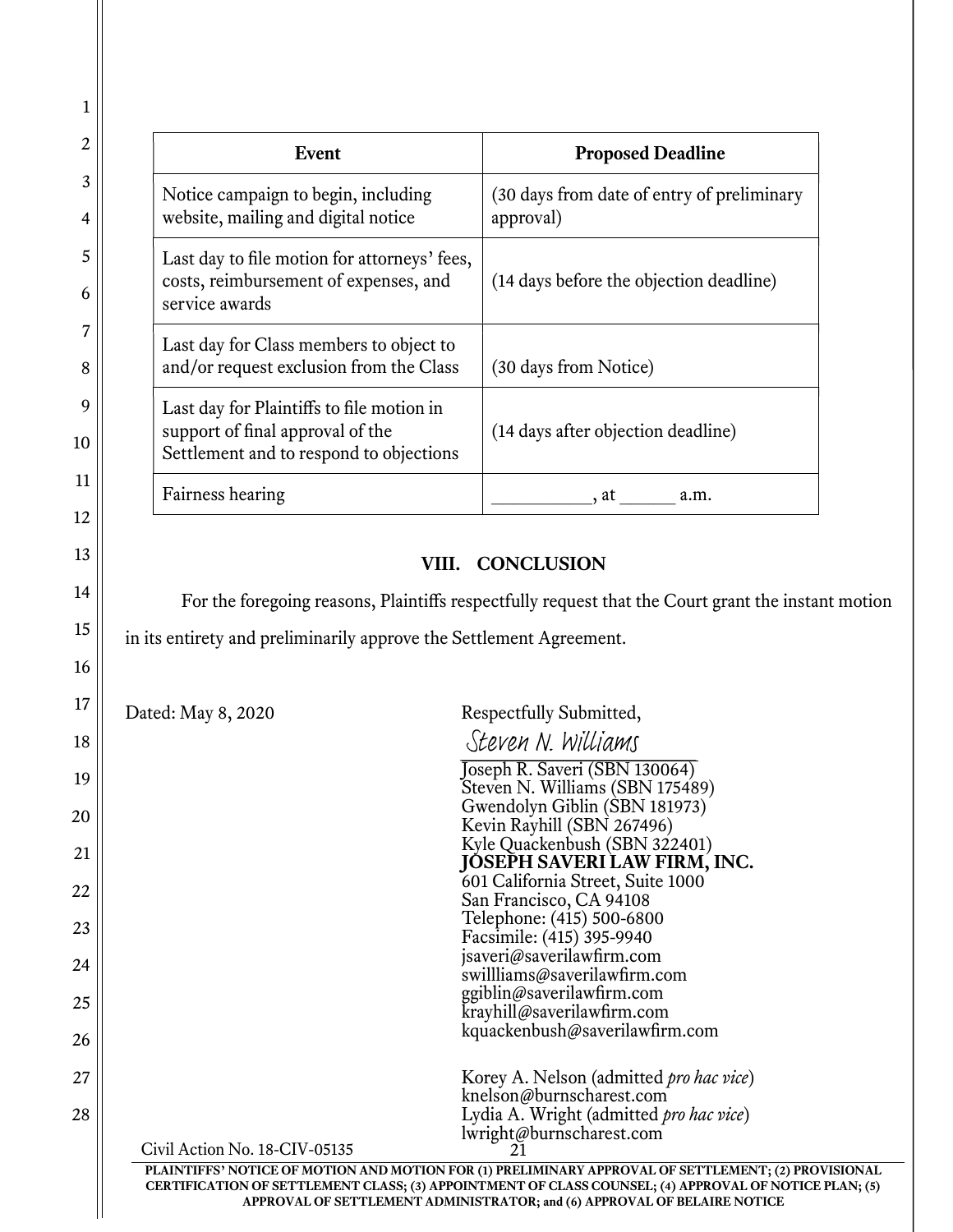| Event | Proposed Deadline |
| --- | --- |
| Notice campaign to begin, including website, mailing and digital notice | (30 days from date of entry of preliminary approval) |
| Last day to file motion for attorneys' fees, costs, reimbursement of expenses, and service awards | (14 days before the objection deadline) |
| Last day for Class members to object to and/or request exclusion from the Class | (30 days from Notice) |
| Last day for Plaintiffs to file motion in support of final approval of the Settlement and to respond to objections | (14 days after objection deadline) |
| Fairness hearing | __________, at ______ a.m. |

## VIII. CONCLUSION

For the foregoing reasons, Plaintiffs respectfully request that the Court grant the instant motion in its entirety and preliminarily approve the Settlement Agreement.

Dated: May 8, 2020

Respectfully Submitted,

*Steven N. Williams*

Joseph R. Saveri (SBN 130064)
Steven N. Williams (SBN 175489)
Gwendolyn Giblin (SBN 181973)
Kevin Rayhill (SBN 267496)
Kyle Quackenbush (SBN 322401)
**JOSEPH SAVERI LAW FIRM, INC.**
601 California Street, Suite 1000
San Francisco, CA 94108
Telephone: (415) 500-6800
Facsimile: (415) 395-9940
jsaveri@saverilawfirm.com
swillliams@saverilawfirm.com
ggiblin@saverilawfirm.com
krayhill@saverilawfirm.com
kquackenbush@saverilawfirm.com

Korey A. Nelson (admitted *pro hac vice*)
knelson@burnscharest.com
Lydia A. Wright (admitted *pro hac vice*)
lwright@burnscharest.com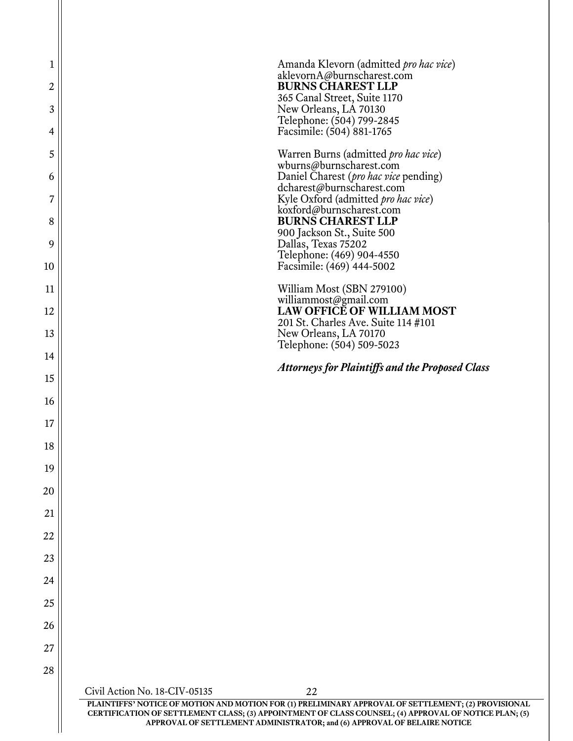Amanda Klevorn (admitted *pro hac vice*)
aklevornA@burnscharest.com
**BURNS CHAREST LLP**
365 Canal Street, Suite 1170
New Orleans, LA 70130
Telephone: (504) 799-2845
Facsimile: (504) 881-1765

Warren Burns (admitted *pro hac vice*)
wburns@burnscharest.com
Daniel Charest (*pro hac vice* pending)
dcharest@burnscharest.com
Kyle Oxford (admitted *pro hac vice*)
koxford@burnscharest.com
**BURNS CHAREST LLP**
900 Jackson St., Suite 500
Dallas, Texas 75202
Telephone: (469) 904-4550
Facsimile: (469) 444-5002

William Most (SBN 279100)
williammost@gmail.com
**LAW OFFICE OF WILLIAM MOST**
201 St. Charles Ave. Suite 114 #101
New Orleans, LA 70170
Telephone: (504) 509-5023

***Attorneys for Plaintiffs and the Proposed Class***